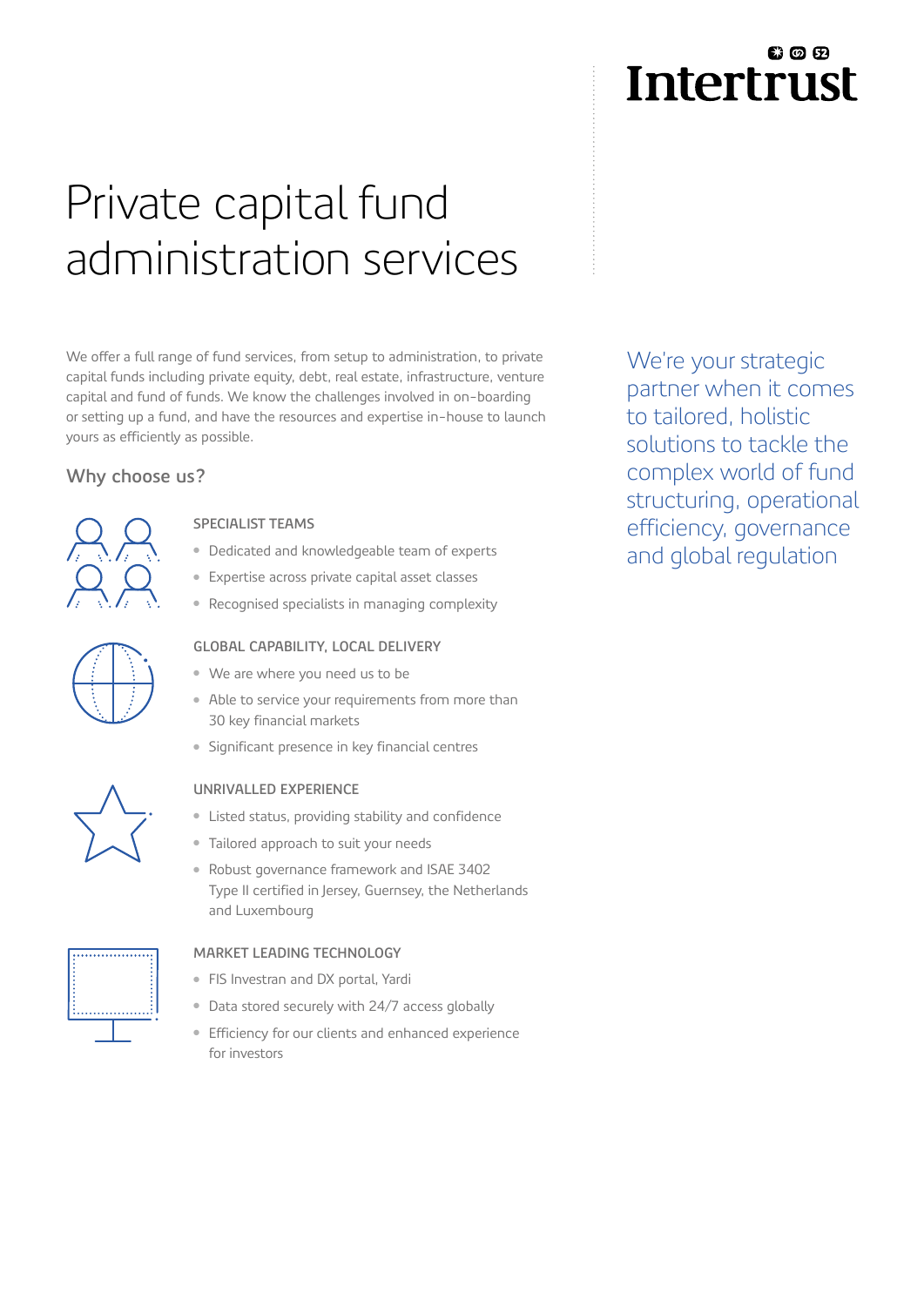Intertrust

# Private capital fund administration services

We offer a full range of fund services, from setup to administration, to private capital funds including private equity, debt, real estate, infrastructure, venture capital and fund of funds. We know the challenges involved in on-boarding or setting up a fund, and have the resources and expertise in-house to launch yours as efficiently as possible.

We're your strategic partner when it comes to tailored, holistic solutions to tackle the complex world of fund structuring, operational efficiency, governance and global regulation

## Why choose us?

### SPECIALIST TEAMS

- Dedicated and knowledgeable team of experts
- Expertise across private capital asset classes
- Recognised specialists in managing complexity

### GLOBAL CAPABILITY, LOCAL DELIVERY

- We are where you need us to be
- Able to service your requirements from more than 30 key financial markets
- Significant presence in key financial centres

### UNRIVALLED EXPERIENCE

- Listed status, providing stability and confidence
- Tailored approach to suit your needs
- Robust governance framework and ISAE 3402 Type II certified in Jersey, Guernsey, the Netherlands and Luxembourg

### MARKET LEADING TECHNOLOGY

- FIS Investran and DX portal, Yardi
- Data stored securely with 24/7 access globally
- Efficiency for our clients and enhanced experience for investors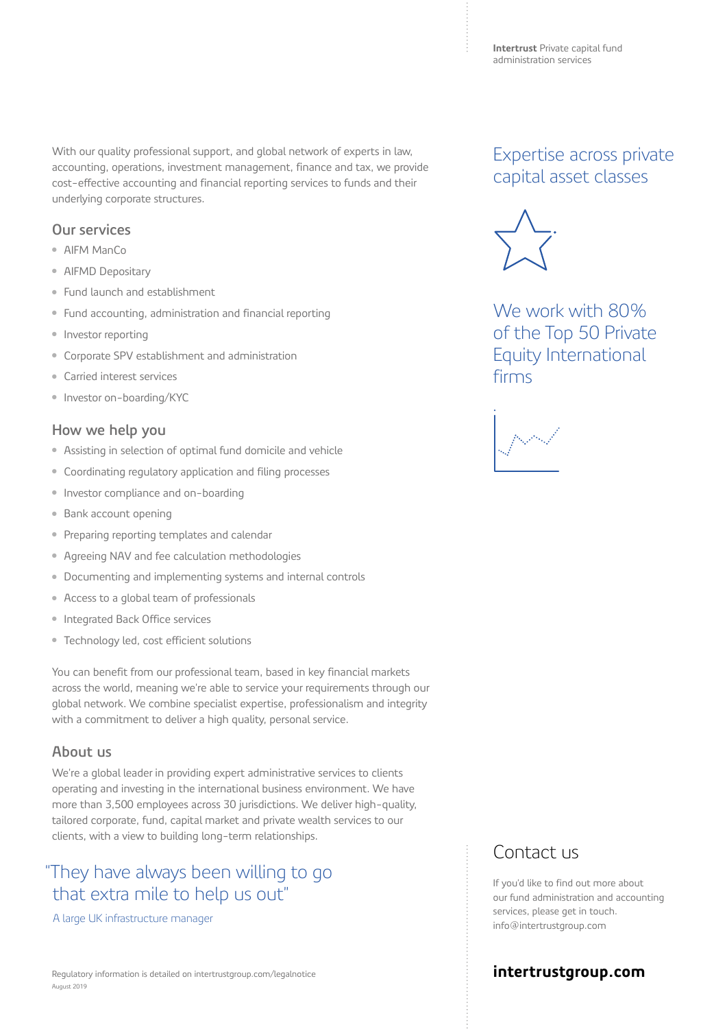With our quality professional support, and global network of experts in law, accounting, operations, investment management, finance and tax, we provide cost-effective accounting and financial reporting services to funds and their underlying corporate structures.

## Our services

- AIFM ManCo
- AIFMD Depositary
- Fund launch and establishment
- Fund accounting, administration and financial reporting
- Investor reporting
- Corporate SPV establishment and administration
- Carried interest services
- Investor on-boarding/KYC

## How we help you

- Assisting in selection of optimal fund domicile and vehicle
- Coordinating regulatory application and filing processes
- Investor compliance and on-boarding
- Bank account opening
- Preparing reporting templates and calendar
- Agreeing NAV and fee calculation methodologies
- Documenting and implementing systems and internal controls
- Access to a global team of professionals
- Integrated Back Office services
- Technology led, cost efficient solutions

You can benefit from our professional team, based in key financial markets across the world, meaning we're able to service your requirements through our global network. We combine specialist expertise, professionalism and integrity with a commitment to deliver a high quality, personal service.

## About us

We're a global leader in providing expert administrative services to clients operating and investing in the international business environment. We have more than 3,500 employees across 30 jurisdictions. We deliver high-quality, tailored corporate, fund, capital market and private wealth services to our clients, with a view to building long-term relationships.

"They have always been willing to go that extra mile to help us out"

A large UK infrastructure manager

Regulatory information is detailed on intertrustgroup.com/legalnotice

August 2019

## Expertise across private capital asset classes

## We work with 80% of the Top 50 Private Equity International firms

## Contact us

If you'd like to find out more about our fund administration and accounting services, please get in touch.
info@intertrustgroup.com

**intertrustgroup.com**